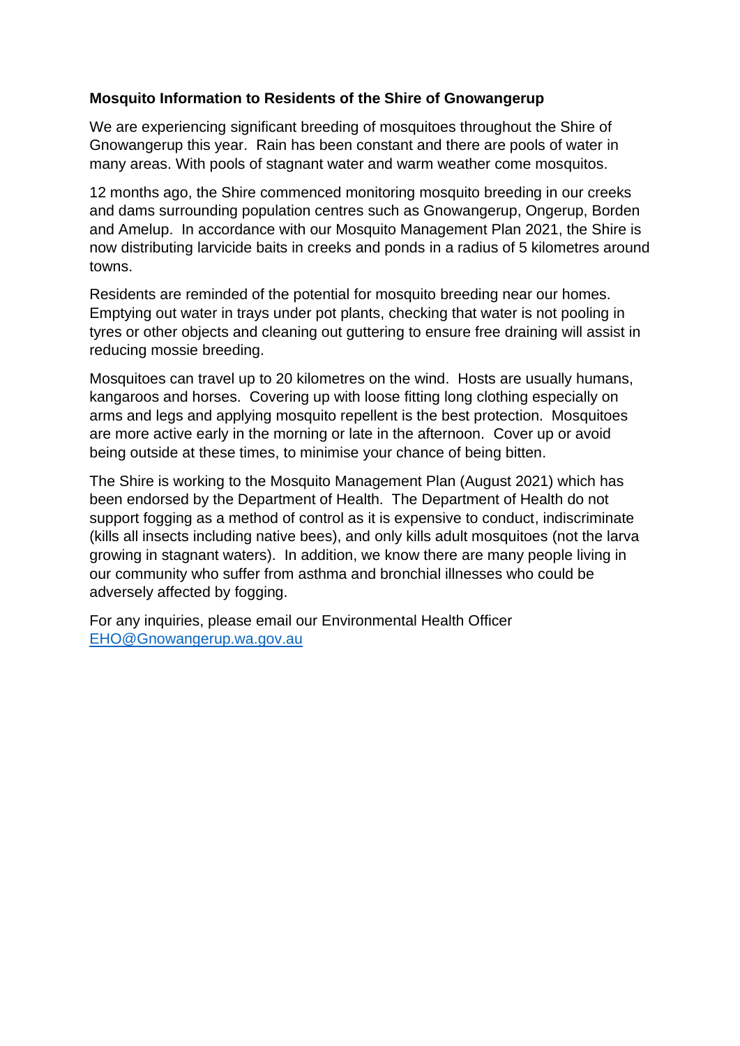**Mosquito Information to Residents of the Shire of Gnowangerup**

We are experiencing significant breeding of mosquitoes throughout the Shire of Gnowangerup this year. Rain has been constant and there are pools of water in many areas. With pools of stagnant water and warm weather come mosquitos.

12 months ago, the Shire commenced monitoring mosquito breeding in our creeks and dams surrounding population centres such as Gnowangerup, Ongerup, Borden and Amelup. In accordance with our Mosquito Management Plan 2021, the Shire is now distributing larvicide baits in creeks and ponds in a radius of 5 kilometres around towns.

Residents are reminded of the potential for mosquito breeding near our homes. Emptying out water in trays under pot plants, checking that water is not pooling in tyres or other objects and cleaning out guttering to ensure free draining will assist in reducing mossie breeding.

Mosquitoes can travel up to 20 kilometres on the wind. Hosts are usually humans, kangaroos and horses. Covering up with loose fitting long clothing especially on arms and legs and applying mosquito repellent is the best protection. Mosquitoes are more active early in the morning or late in the afternoon. Cover up or avoid being outside at these times, to minimise your chance of being bitten.

The Shire is working to the Mosquito Management Plan (August 2021) which has been endorsed by the Department of Health. The Department of Health do not support fogging as a method of control as it is expensive to conduct, indiscriminate (kills all insects including native bees), and only kills adult mosquitoes (not the larva growing in stagnant waters). In addition, we know there are many people living in our community who suffer from asthma and bronchial illnesses who could be adversely affected by fogging.

For any inquiries, please email our Environmental Health Officer [EHO@Gnowangerup.wa.gov.au](mailto:EHO@Gnowangerup.wa.gov.au)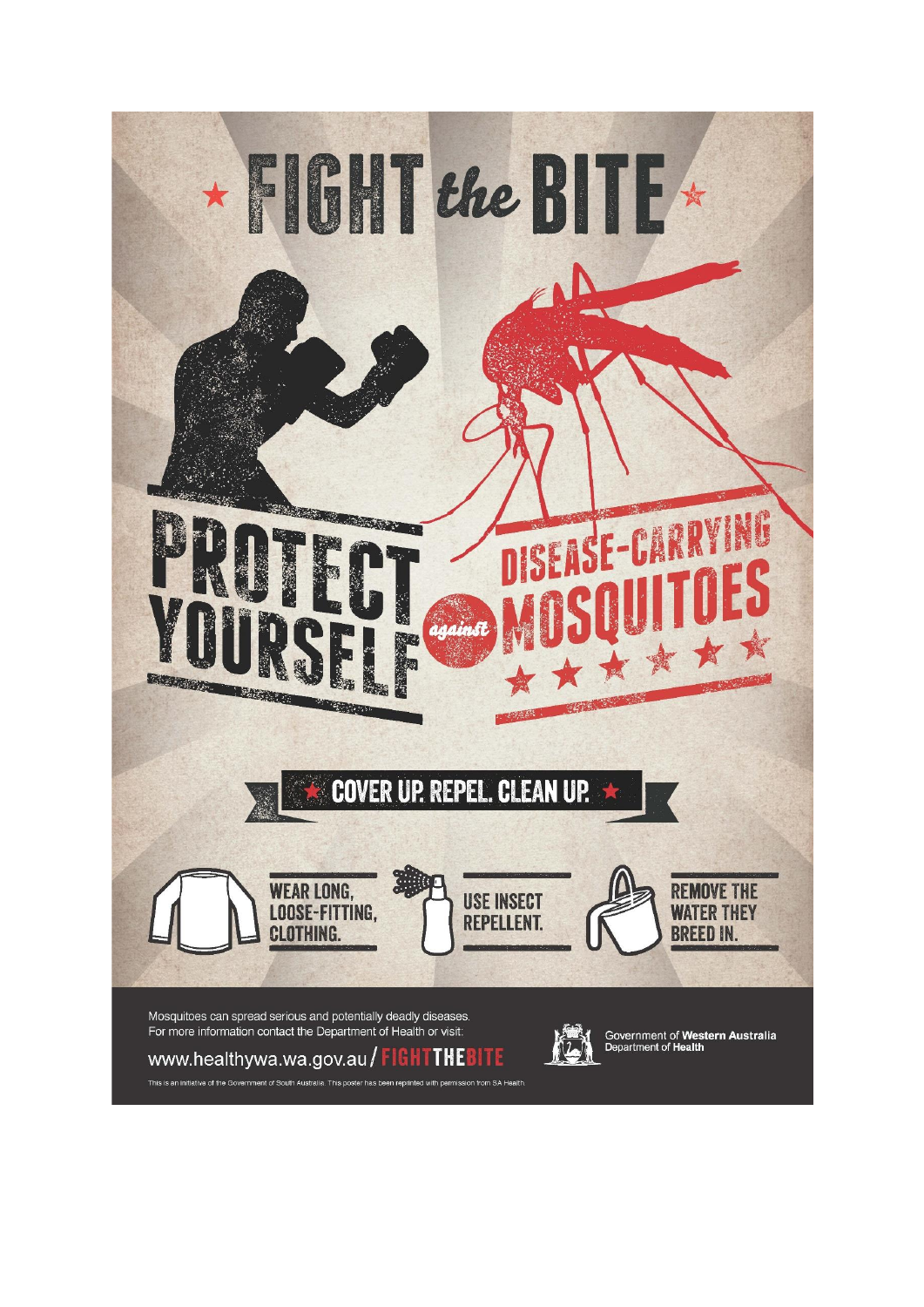# ★ FIGHT the BITE ★

## PROTECT YOURSELF against DISEASE-CARRYING MOSQUITOES

★ ★ ★ ★ ★ ★

### ★ COVER UP. REPEL. CLEAN UP. ★

- WEAR LONG, LOOSE-FITTING, CLOTHING.
- USE INSECT REPELLENT.
- REMOVE THE WATER THEY BREED IN.

Mosquitoes can spread serious and potentially deadly diseases.
For more information contact the Department of Health or visit:

www.healthywa.wa.gov.au/FIGHTTHEBITE

Government of **Western Australia**
Department of **Health**

This is an initiative of the Government of South Australia. This poster has been reprinted with permission from SA Health.